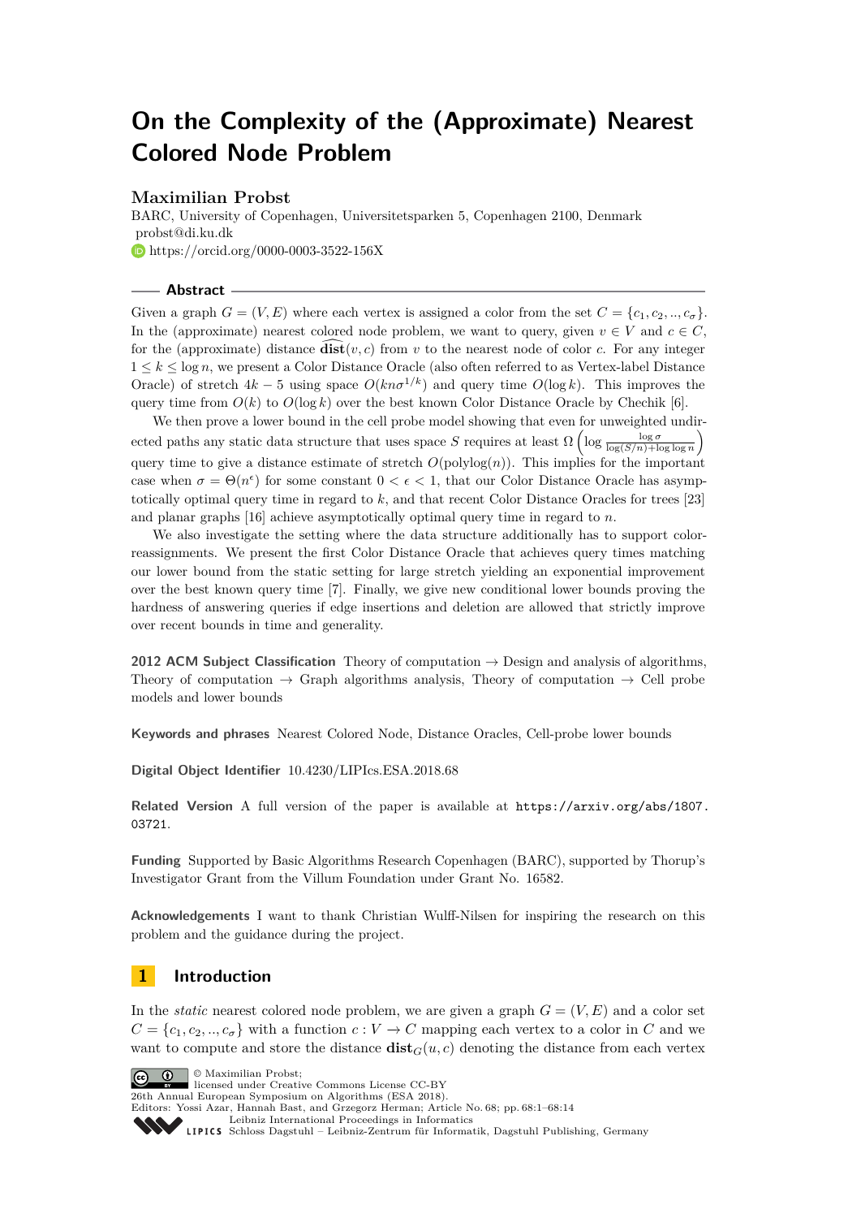# On the Complexity of the (Approximate) Nearest Colored Node Problem

**Maximilian Probst**

BARC, University of Copenhagen, Universitetsparken 5, Copenhagen 2100, Denmark
probst@di.ku.dk
https://orcid.org/0000-0003-3522-156X

## Abstract

Given a graph $G = (V, E)$ where each vertex is assigned a color from the set $C = \{c_1, c_2, .., c_\sigma\}$. In the (approximate) nearest colored node problem, we want to query, given $v \in V$ and $c \in C$, for the (approximate) distance $\widehat{\mathbf{dist}}(v, c)$ from $v$ to the nearest node of color $c$. For any integer $1 \leq k \leq \log n$, we present a Color Distance Oracle (also often referred to as Vertex-label Distance Oracle) of stretch $4k - 5$ using space $O(kn\sigma^{1/k})$ and query time $O(\log k)$. This improves the query time from $O(k)$ to $O(\log k)$ over the best known Color Distance Oracle by Chechik [6].

We then prove a lower bound in the cell probe model showing that even for unweighted undirected paths any static data structure that uses space $S$ requires at least $\Omega\left(\log \frac{\log \sigma}{\log(S/n)+\log\log n}\right)$ query time to give a distance estimate of stretch $O(\text{polylog}(n))$. This implies for the important case when $\sigma = \Theta(n^\epsilon)$ for some constant $0 < \epsilon < 1$, that our Color Distance Oracle has asymptotically optimal query time in regard to $k$, and that recent Color Distance Oracles for trees [23] and planar graphs [16] achieve asymptotically optimal query time in regard to $n$.

We also investigate the setting where the data structure additionally has to support color-reassignments. We present the first Color Distance Oracle that achieves query times matching our lower bound from the static setting for large stretch yielding an exponential improvement over the best known query time [7]. Finally, we give new conditional lower bounds proving the hardness of answering queries if edge insertions and deletion are allowed that strictly improve over recent bounds in time and generality.

**2012 ACM Subject Classification** Theory of computation → Design and analysis of algorithms, Theory of computation → Graph algorithms analysis, Theory of computation → Cell probe models and lower bounds

**Keywords and phrases** Nearest Colored Node, Distance Oracles, Cell-probe lower bounds

**Digital Object Identifier** 10.4230/LIPIcs.ESA.2018.68

**Related Version** A full version of the paper is available at https://arxiv.org/abs/1807.03721.

**Funding** Supported by Basic Algorithms Research Copenhagen (BARC), supported by Thorup's Investigator Grant from the Villum Foundation under Grant No. 16582.

**Acknowledgements** I want to thank Christian Wulff-Nilsen for inspiring the research on this problem and the guidance during the project.

## 1 Introduction

In the *static* nearest colored node problem, we are given a graph $G = (V, E)$ and a color set $C = \{c_1, c_2, .., c_\sigma\}$ with a function $c : V \to C$ mapping each vertex to a color in $C$ and we want to compute and store the distance $\mathbf{dist}_G(u, c)$ denoting the distance from each vertex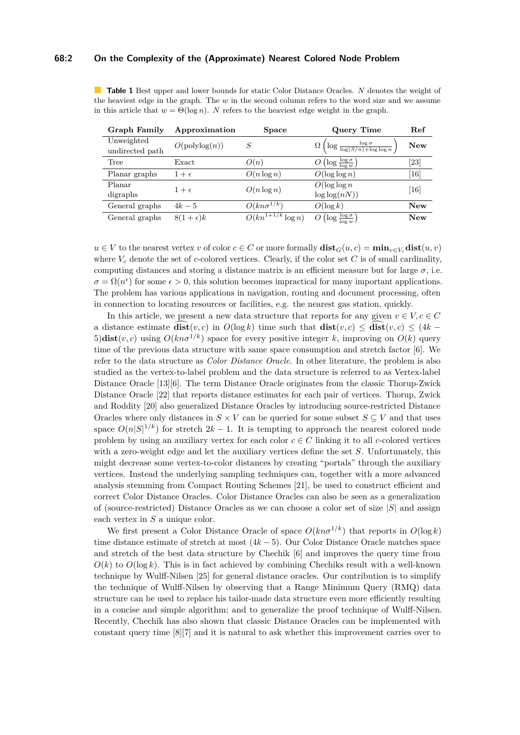**Table 1** Best upper and lower bounds for static Color Distance Oracles. $N$ denotes the weight of the heaviest edge in the graph. The $w$ in the second column refers to the word size and we assume in this article that $w = \Theta(\log n)$. $N$ refers to the heaviest edge weight in the graph.

| Graph Family | Approximation | Space | Query Time | Ref |
|---|---|---|---|---|
| Unweighted undirected path | $O(\text{polylog}(n))$ | $S$ | $\Omega\left(\log \frac{\log \sigma}{\log(S/n)+\log\log n}\right)$ | **New** |
| Tree | Exact | $O(n)$ | $O\left(\log \frac{\log \sigma}{\log w}\right)$ | [23] |
| Planar graphs | $1+\epsilon$ | $O(n \log n)$ | $O(\log\log n)$ | [16] |
| Planar digraphs | $1+\epsilon$ | $O(n \log n)$ | $O(\log\log n \log\log(nN))$ | [16] |
| General graphs | $4k-5$ | $O(kn\sigma^{1/k})$ | $O(\log k)$ | **New** |
| General graphs | $8(1+\epsilon)k$ | $O(kn^{1+1/k}\log n)$ | $O\left(\log \frac{\log \sigma}{\log w}\right)$ | **New** |

$u \in V$ to the nearest vertex $v$ of color $c \in C$ or more formally $\mathbf{dist}_G(u,c) = \mathbf{min}_{v \in V_c}\mathbf{dist}(u,v)$ where $V_c$ denote the set of $c$-colored vertices. Clearly, if the color set $C$ is of small cardinality, computing distances and storing a distance matrix is an efficient measure but for large $\sigma$, i.e. $\sigma = \Omega(n^\epsilon)$ for some $\epsilon > 0$, this solution becomes impractical for many important applications. The problem has various applications in navigation, routing and document processing, often in connection to locating resources or facilities, e.g. the nearest gas station, quickly.

In this article, we present a new data structure that reports for any given $v \in V, c \in C$ a distance estimate $\widehat{\mathbf{dist}}(v,c)$ in $O(\log k)$ time such that $\mathbf{dist}(v,c) \leq \widehat{\mathbf{dist}}(v,c) \leq (4k-5)\mathbf{dist}(v,c)$ using $O(kn\sigma^{1/k})$ space for every positive integer $k$, improving on $O(k)$ query time of the previous data structure with same space consumption and stretch factor [6]. We refer to the data structure as *Color Distance Oracle*. In other literature, the problem is also studied as the vertex-to-label problem and the data structure is referred to as Vertex-label Distance Oracle [13][6]. The term Distance Oracle originates from the classic Thorup-Zwick Distance Oracle [22] that reports distance estimates for each pair of vertices. Thorup, Zwick and Roddity [20] also generalized Distance Oracles by introducing source-restricted Distance Oracles where only distances in $S \times V$ can be queried for some subset $S \subseteq V$ and that uses space $O(n|S|^{1/k})$ for stretch $2k-1$. It is tempting to approach the nearest colored node problem by using an auxiliary vertex for each color $c \in C$ linking it to all $c$-colored vertices with a zero-weight edge and let the auxiliary vertices define the set $S$. Unfortunately, this might decrease some vertex-to-color distances by creating "portals" through the auxiliary vertices. Instead the underlying sampling techniques can, together with a more advanced analysis stemming from Compact Routing Schemes [21], be used to construct efficient and correct Color Distance Oracles. Color Distance Oracles can also be seen as a generalization of (source-restricted) Distance Oracles as we can choose a color set of size $|S|$ and assign each vertex in $S$ a unique color.

We first present a Color Distance Oracle of space $O(kn\sigma^{1/k})$ that reports in $O(\log k)$ time distance estimate of stretch at most $(4k-5)$. Our Color Distance Oracle matches space and stretch of the best data structure by Chechik [6] and improves the query time from $O(k)$ to $O(\log k)$. This is in fact achieved by combining Chechiks result with a well-known technique by Wulff-Nilsen [25] for general distance oracles. Our contribution is to simplify the technique of Wulff-Nilsen by observing that a Range Minimum Query (RMQ) data structure can be used to replace his tailor-made data structure even more efficiently resulting in a concise and simple algorithm; and to generalize the proof technique of Wulff-Nilsen. Recently, Chechik has also shown that classic Distance Oracles can be implemented with constant query time [8][7] and it is natural to ask whether this improvement carries over to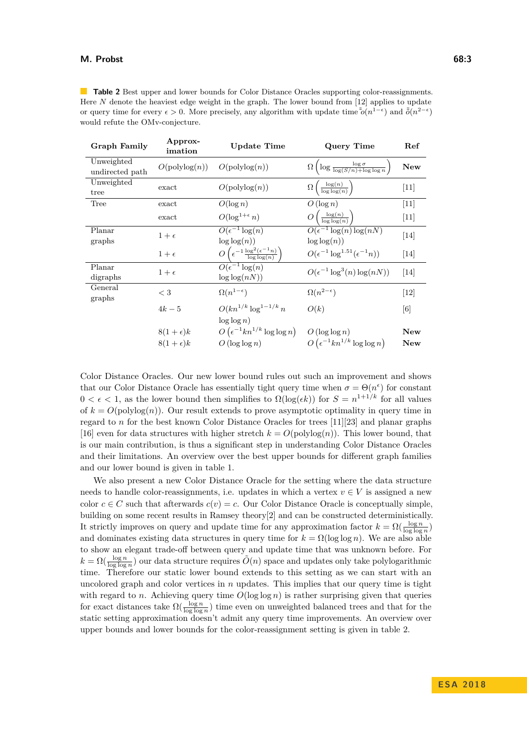**Table 2** Best upper and lower bounds for Color Distance Oracles supporting color-reassignments. Here $N$ denote the heaviest edge weight in the graph. The lower bound from [12] applies to update or query time for every $\epsilon > 0$. More precisely, any algorithm with update time $\tilde{o}(n^{1-\epsilon})$ and $\tilde{o}(n^{2-\epsilon})$ would refute the OMv-conjecture.

| Graph Family | Approx-imation | Update Time | Query Time | Ref |
|---|---|---|---|---|
| Unweighted undirected path | $O(\text{polylog}(n))$ | $O(\text{polylog}(n))$ | $\Omega\left(\log \frac{\log \sigma}{\log(S/n)+\log\log n}\right)$ | **New** |
| Unweighted tree | exact | $O(\text{polylog}(n))$ | $\Omega\left(\frac{\log(n)}{\log\log(n)}\right)$ | [11] |
| Tree | exact | $O(\log n)$ | $O(\log n)$ | [11] |
| | exact | $O(\log^{1+\epsilon} n)$ | $O\left(\frac{\log(n)}{\log\log(n)}\right)$ | [11] |
| Planar graphs | $1+\epsilon$ | $O(\epsilon^{-1}\log(n)\log\log(n))$ | $O(\epsilon^{-1}\log(n)\log(nN)\log\log(n))$ | [14] |
| | $1+\epsilon$ | $O\left(\epsilon^{-1}\frac{\log^2(\epsilon^{-1}n)}{\log\log(n)}\right)$ | $O(\epsilon^{-1}\log^{1.51}(\epsilon^{-1}n))$ | [14] |
| Planar digraphs | $1+\epsilon$ | $O(\epsilon^{-1}\log(n)\log\log(nN))$ | $O(\epsilon^{-1}\log^3(n)\log(nN))$ | [14] |
| General graphs | $< 3$ | $\Omega(n^{1-\epsilon})$ | $\Omega(n^{2-\epsilon})$ | [12] |
| | $4k-5$ | $O(kn^{1/k}\log^{1-1/k} n \log\log n)$ | $O(k)$ | [6] |
| | $8(1+\epsilon)k$ | $O\left(\epsilon^{-1}kn^{1/k}\log\log n\right)$ | $O(\log\log n)$ | **New** |
| | $8(1+\epsilon)k$ | $O(\log\log n)$ | $O\left(\epsilon^{-1}kn^{1/k}\log\log n\right)$ | **New** |

Color Distance Oracles. Our new lower bound rules out such an improvement and shows that our Color Distance Oracle has essentially tight query time when $\sigma = \Theta(n^\epsilon)$ for constant $0 < \epsilon < 1$, as the lower bound then simplifies to $\Omega(\log(\epsilon k))$ for $S = n^{1+1/k}$ for all values of $k = O(\text{polylog}(n))$. Our result extends to prove asymptotic optimality in query time in regard to $n$ for the best known Color Distance Oracles for trees [11][23] and planar graphs [16] even for data structures with higher stretch $k = O(\text{polylog}(n))$. This lower bound, that is our main contribution, is thus a significant step in understanding Color Distance Oracles and their limitations. An overview over the best upper bounds for different graph families and our lower bound is given in table 1.

We also present a new Color Distance Oracle for the setting where the data structure needs to handle color-reassignments, i.e. updates in which a vertex $v \in V$ is assigned a new color $c \in C$ such that afterwards $c(v) = c$. Our Color Distance Oracle is conceptually simple, building on some recent results in Ramsey theory[2] and can be constructed deterministically. It strictly improves on query and update time for any approximation factor $k = \Omega(\frac{\log n}{\log\log n})$ and dominates existing data structures in query time for $k = \Omega(\log\log n)$. We are also able to show an elegant trade-off between query and update time that was unknown before. For $k = \Omega(\frac{\log n}{\log\log n})$ our data structure requires $\tilde{O}(n)$ space and updates only take polylogarithmic time. Therefore our static lower bound extends to this setting as we can start with an uncolored graph and color vertices in $n$ updates. This implies that our query time is tight with regard to $n$. Achieving query time $O(\log\log n)$ is rather surprising given that queries for exact distances take $\Omega(\frac{\log n}{\log\log n})$ time even on unweighted balanced trees and that for the static setting approximation doesn't admit any query time improvements. An overview over upper bounds and lower bounds for the color-reassignment setting is given in table 2.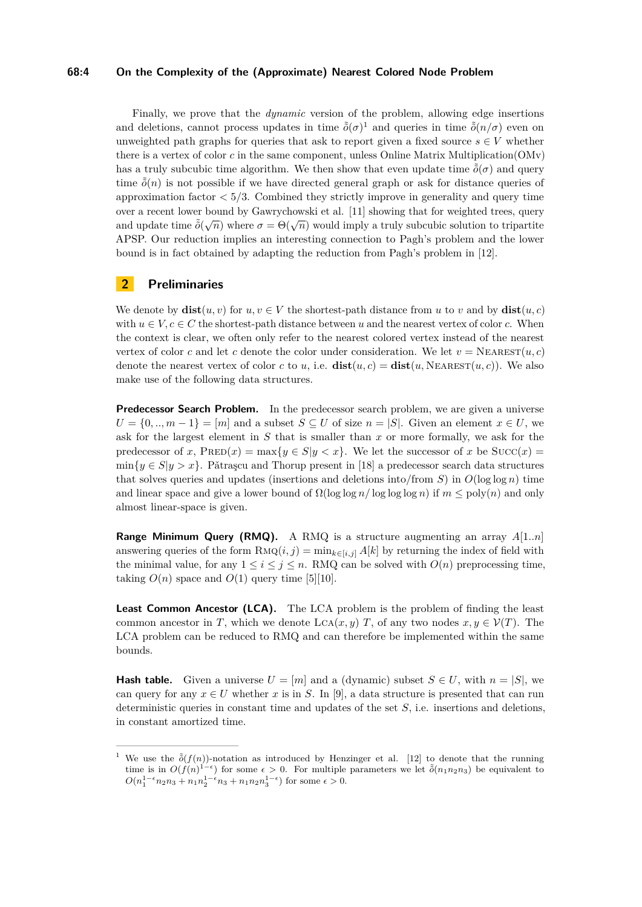Finally, we prove that the *dynamic* version of the problem, allowing edge insertions and deletions, cannot process updates in time $\tilde{\delta}(\sigma)$[1] and queries in time $\tilde{\delta}(n/\sigma)$ even on unweighted path graphs for queries that ask to report given a fixed source $s \in V$ whether there is a vertex of color $c$ in the same component, unless Online Matrix Multiplication(OMv) has a truly subcubic time algorithm. We then show that even update time $\tilde{\delta}(\sigma)$ and query time $\tilde{\delta}(n)$ is not possible if we have directed general graph or ask for distance queries of approximation factor $< 5/3$. Combined they strictly improve in generality and query time over a recent lower bound by Gawrychowski et al. [11] showing that for weighted trees, query and update time $\tilde{\delta}(\sqrt{n})$ where $\sigma = \Theta(\sqrt{n})$ would imply a truly subcubic solution to tripartite APSP. Our reduction implies an interesting connection to Pagh's problem and the lower bound is in fact obtained by adapting the reduction from Pagh's problem in [12].

## 2 Preliminaries

We denote by $\mathbf{dist}(u, v)$ for $u, v \in V$ the shortest-path distance from $u$ to $v$ and by $\mathbf{dist}(u, c)$ with $u \in V, c \in C$ the shortest-path distance between $u$ and the nearest vertex of color $c$. When the context is clear, we often only refer to the nearest colored vertex instead of the nearest vertex of color $c$ and let $c$ denote the color under consideration. We let $v = \textsc{Nearest}(u, c)$ denote the nearest vertex of color $c$ to $u$, i.e. $\mathbf{dist}(u, c) = \mathbf{dist}(u, \textsc{Nearest}(u, c))$. We also make use of the following data structures.

**Predecessor Search Problem.** In the predecessor search problem, we are given a universe $U = \{0, .., m-1\} = [m]$ and a subset $S \subseteq U$ of size $n = |S|$. Given an element $x \in U$, we ask for the largest element in $S$ that is smaller than $x$ or more formally, we ask for the predecessor of $x$, $\textsc{Pred}(x) = \max\{y \in S | y < x\}$. We let the successor of $x$ be $\textsc{Succ}(x) = \min\{y \in S | y > x\}$. Pătraşcu and Thorup present in [18] a predecessor search data structures that solves queries and updates (insertions and deletions into/from $S$) in $O(\log \log n)$ time and linear space and give a lower bound of $\Omega(\log \log n / \log \log \log n)$ if $m \leq \text{poly}(n)$ and only almost linear-space is given.

**Range Minimum Query (RMQ).** A RMQ is a structure augmenting an array $A[1..n]$ answering queries of the form $\textsc{Rmq}(i, j) = \min_{k \in [i,j]} A[k]$ by returning the index of field with the minimal value, for any $1 \leq i \leq j \leq n$. RMQ can be solved with $O(n)$ preprocessing time, taking $O(n)$ space and $O(1)$ query time [5][10].

**Least Common Ancestor (LCA).** The LCA problem is the problem of finding the least common ancestor in $T$, which we denote $\textsc{Lca}(x, y)$ $T$, of any two nodes $x, y \in \mathcal{V}(T)$. The LCA problem can be reduced to RMQ and can therefore be implemented within the same bounds.

**Hash table.** Given a universe $U = [m]$ and a (dynamic) subset $S \in U$, with $n = |S|$, we can query for any $x \in U$ whether $x$ is in $S$. In [9], a data structure is presented that can run deterministic queries in constant time and updates of the set $S$, i.e. insertions and deletions, in constant amortized time.

---

[1] We use the $\tilde{\delta}(f(n))$-notation as introduced by Henzinger et al. [12] to denote that the running time is in $O(f(n)^{1-\epsilon})$ for some $\epsilon > 0$. For multiple parameters we let $\tilde{\delta}(n_1 n_2 n_3)$ be equivalent to $O(n_1^{1-\epsilon} n_2 n_3 + n_1 n_2^{1-\epsilon} n_3 + n_1 n_2 n_3^{1-\epsilon})$ for some $\epsilon > 0$.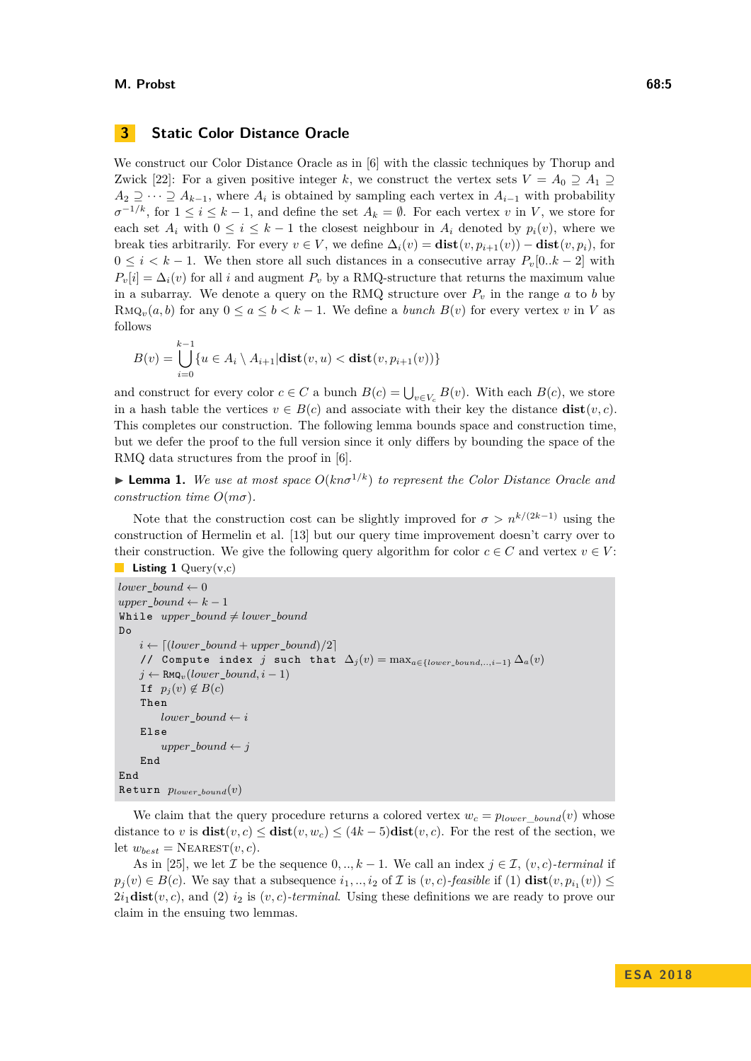## 3 Static Color Distance Oracle

We construct our Color Distance Oracle as in [6] with the classic techniques by Thorup and Zwick [22]: For a given positive integer $k$, we construct the vertex sets $V = A_0 \supseteq A_1 \supseteq A_2 \supseteq \cdots \supseteq A_{k-1}$, where $A_i$ is obtained by sampling each vertex in $A_{i-1}$ with probability $\sigma^{-1/k}$, for $1 \leq i \leq k-1$, and define the set $A_k = \emptyset$. For each vertex $v$ in $V$, we store for each set $A_i$ with $0 \leq i \leq k-1$ the closest neighbour in $A_i$ denoted by $p_i(v)$, where we break ties arbitrarily. For every $v \in V$, we define $\Delta_i(v) = \mathbf{dist}(v, p_{i+1}(v)) - \mathbf{dist}(v, p_i)$, for $0 \leq i < k-1$. We then store all such distances in a consecutive array $P_v[0..k-2]$ with $P_v[i] = \Delta_i(v)$ for all $i$ and augment $P_v$ by a RMQ-structure that returns the maximum value in a subarray. We denote a query on the RMQ structure over $P_v$ in the range $a$ to $b$ by $\textsc{Rmq}_v(a, b)$ for any $0 \leq a \leq b < k-1$. We define a *bunch* $B(v)$ for every vertex $v$ in $V$ as follows

$$B(v) = \bigcup_{i=0}^{k-1} \{u \in A_i \setminus A_{i+1} | \mathbf{dist}(v, u) < \mathbf{dist}(v, p_{i+1}(v))\}$$

and construct for every color $c \in C$ a bunch $B(c) = \bigcup_{v \in V_c} B(v)$. With each $B(c)$, we store in a hash table the vertices $v \in B(c)$ and associate with their key the distance $\mathbf{dist}(v, c)$. This completes our construction. The following lemma bounds space and construction time, but we defer the proof to the full version since it only differs by bounding the space of the RMQ data structures from the proof in [6].

▶ **Lemma 1.** *We use at most space $O(kn\sigma^{1/k})$ to represent the Color Distance Oracle and construction time $O(m\sigma)$.*

Note that the construction cost can be slightly improved for $\sigma > n^{k/(2k-1)}$ using the construction of Hermelin et al. [13] but our query time improvement doesn't carry over to their construction. We give the following query algorithm for color $c \in C$ and vertex $v \in V$:

**Listing 1** Query(v,c)

```
lower_bound ← 0
upper_bound ← k − 1
While upper_bound ≠ lower_bound
Do
    i ← ⌈(lower_bound + upper_bound)/2⌉
    // Compute index j such that Δ_j(v) = max_{a∈{lower_bound,...,i−1}} Δ_a(v)
    j ← RMQ_v(lower_bound, i − 1)
    If p_j(v) ∉ B(c)
    Then
        lower_bound ← i
    Else
        upper_bound ← j
    End
End
Return p_{lower_bound}(v)
```

We claim that the query procedure returns a colored vertex $w_c = p_{lower\_bound}(v)$ whose distance to $v$ is $\mathbf{dist}(v, c) \leq \mathbf{dist}(v, w_c) \leq (4k-5)\mathbf{dist}(v, c)$. For the rest of the section, we let $w_{best} = \textsc{Nearest}(v, c)$.

As in [25], we let $\mathcal{I}$ be the sequence $0, .., k-1$. We call an index $j \in \mathcal{I}$, $(v, c)$-*terminal* if $p_j(v) \in B(c)$. We say that a subsequence $i_1, .., i_2$ of $\mathcal{I}$ is $(v, c)$-*feasible* if (1) $\mathbf{dist}(v, p_{i_1}(v)) \leq 2i_1\mathbf{dist}(v, c)$, and (2) $i_2$ is $(v, c)$-*terminal*. Using these definitions we are ready to prove our claim in the ensuing two lemmas.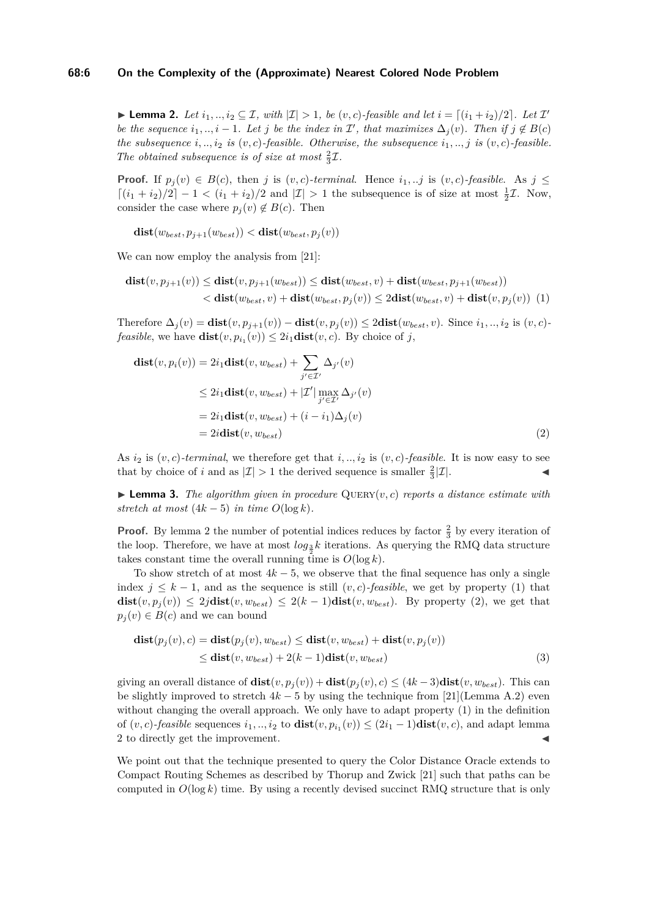▶ **Lemma 2.** *Let $i_1, .., i_2 \subseteq \mathcal{I}$, with $|\mathcal{I}| > 1$, be $(v, c)$-feasible and let $i = \lceil (i_1 + i_2)/2 \rceil$. Let $\mathcal{I}'$ be the sequence $i_1, .., i - 1$. Let $j$ be the index in $\mathcal{I}'$, that maximizes $\Delta_j(v)$. Then if $j \notin B(c)$ the subsequence $i, .., i_2$ is $(v, c)$-feasible. Otherwise, the subsequence $i_1, .., j$ is $(v, c)$-feasible. The obtained subsequence is of size at most $\frac{2}{3}\mathcal{I}$.*

**Proof.** If $p_j(v) \in B(c)$, then $j$ is $(v, c)$-*terminal*. Hence $i_1, ..j$ is $(v, c)$-*feasible*. As $j \leq \lceil (i_1 + i_2)/2 \rceil - 1 < (i_1 + i_2)/2$ and $|\mathcal{I}| > 1$ the subsequence is of size at most $\frac{1}{2}\mathcal{I}$. Now, consider the case where $p_j(v) \notin B(c)$. Then

$$\mathbf{dist}(w_{best}, p_{j+1}(w_{best})) < \mathbf{dist}(w_{best}, p_j(v))$$

We can now employ the analysis from [21]:

$$\begin{aligned}
\mathbf{dist}(v, p_{j+1}(v)) &\leq \mathbf{dist}(v, p_{j+1}(w_{best})) \leq \mathbf{dist}(w_{best}, v) + \mathbf{dist}(w_{best}, p_{j+1}(w_{best})) \\
&< \mathbf{dist}(w_{best}, v) + \mathbf{dist}(w_{best}, p_j(v)) \leq 2\mathbf{dist}(w_{best}, v) + \mathbf{dist}(v, p_j(v)) \quad (1)
\end{aligned}$$

Therefore $\Delta_j(v) = \mathbf{dist}(v, p_{j+1}(v)) - \mathbf{dist}(v, p_j(v)) \leq 2\mathbf{dist}(w_{best}, v)$. Since $i_1, .., i_2$ is $(v, c)$-*feasible*, we have $\mathbf{dist}(v, p_{i_1}(v)) \leq 2i_1\mathbf{dist}(v, c)$. By choice of $j$,

$$\begin{aligned}
\mathbf{dist}(v, p_i(v)) &= 2i_1\mathbf{dist}(v, w_{best}) + \sum_{j' \in \mathcal{I}'} \Delta_{j'}(v) \\
&\leq 2i_1\mathbf{dist}(v, w_{best}) + |\mathcal{I}'| \max_{j' \in \mathcal{I}'} \Delta_{j'}(v) \\
&= 2i_1\mathbf{dist}(v, w_{best}) + (i - i_1)\Delta_j(v) \\
&= 2i\mathbf{dist}(v, w_{best}) \quad (2)
\end{aligned}$$

As $i_2$ is $(v, c)$-*terminal*, we therefore get that $i, .., i_2$ is $(v, c)$-*feasible*. It is now easy to see that by choice of $i$ and as $|\mathcal{I}| > 1$ the derived sequence is smaller $\frac{2}{3}|\mathcal{I}|$. ◀

▶ **Lemma 3.** *The algorithm given in procedure* Query$(v, c)$ *reports a distance estimate with stretch at most $(4k - 5)$ in time $O(\log k)$.*

**Proof.** By lemma 2 the number of potential indices reduces by factor $\frac{2}{3}$ by every iteration of the loop. Therefore, we have at most $log_{\frac{3}{2}} k$ iterations. As querying the RMQ data structure takes constant time the overall running time is $O(\log k)$.

To show stretch of at most $4k - 5$, we observe that the final sequence has only a single index $j \leq k - 1$, and as the sequence is still $(v, c)$-*feasible*, we get by property (1) that $\mathbf{dist}(v, p_j(v)) \leq 2j\mathbf{dist}(v, w_{best}) \leq 2(k - 1)\mathbf{dist}(v, w_{best})$. By property (2), we get that $p_j(v) \in B(c)$ and we can bound

$$\begin{aligned}
\mathbf{dist}(p_j(v), c) = \mathbf{dist}(p_j(v), w_{best}) &\leq \mathbf{dist}(v, w_{best}) + \mathbf{dist}(v, p_j(v)) \\
&\leq \mathbf{dist}(v, w_{best}) + 2(k - 1)\mathbf{dist}(v, w_{best}) \quad (3)
\end{aligned}$$

giving an overall distance of $\mathbf{dist}(v, p_j(v)) + \mathbf{dist}(p_j(v), c) \leq (4k - 3)\mathbf{dist}(v, w_{best})$. This can be slightly improved to stretch $4k - 5$ by using the technique from [21](Lemma A.2) even without changing the overall approach. We only have to adapt property (1) in the definition of $(v, c)$-*feasible* sequences $i_1, .., i_2$ to $\mathbf{dist}(v, p_{i_1}(v)) \leq (2i_1 - 1)\mathbf{dist}(v, c)$, and adapt lemma 2 to directly get the improvement. ◀

We point out that the technique presented to query the Color Distance Oracle extends to Compact Routing Schemes as described by Thorup and Zwick [21] such that paths can be computed in $O(\log k)$ time. By using a recently devised succinct RMQ structure that is only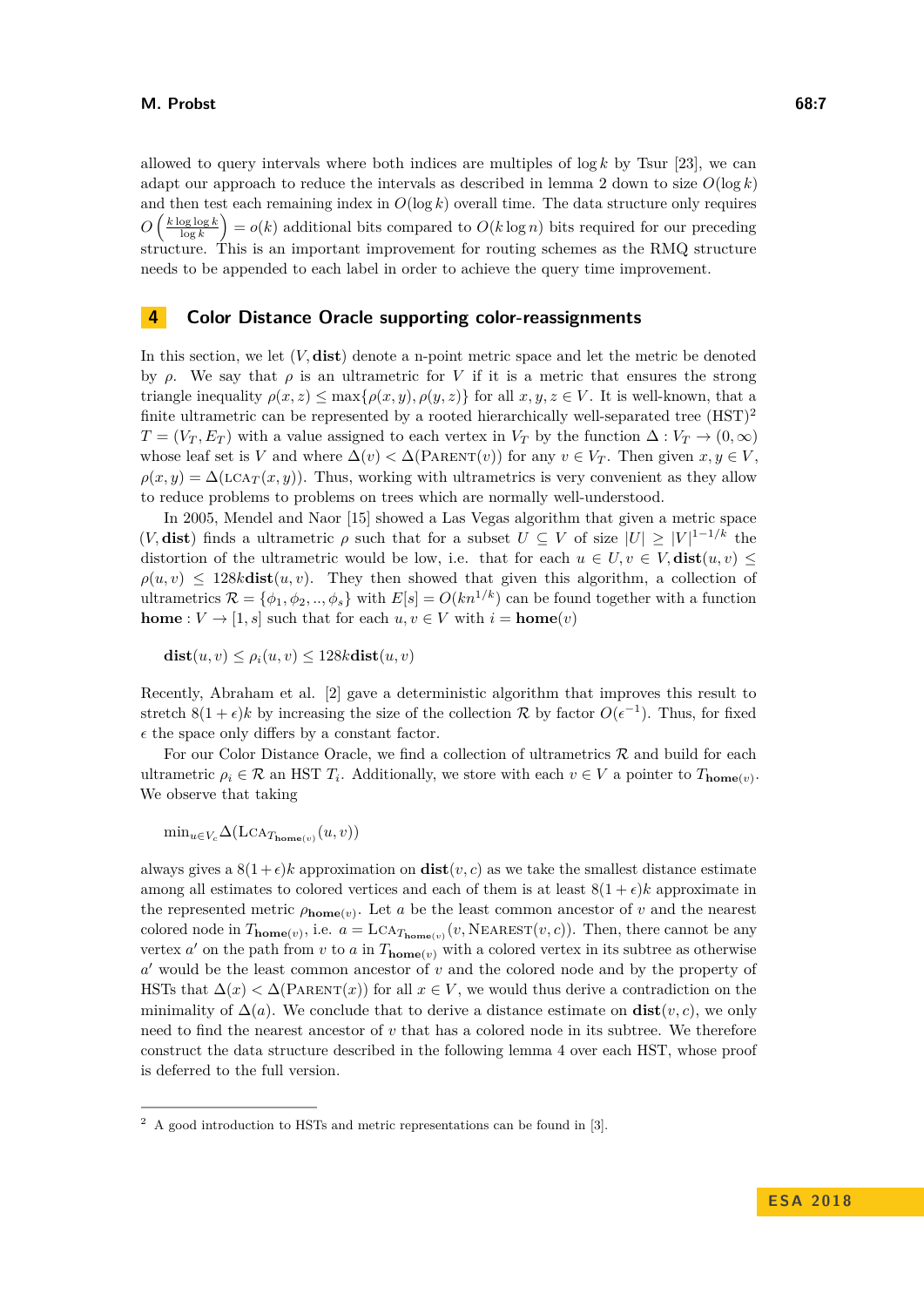allowed to query intervals where both indices are multiples of $\log k$ by Tsur [23], we can adapt our approach to reduce the intervals as described in lemma 2 down to size $O(\log k)$ and then test each remaining index in $O(\log k)$ overall time. The data structure only requires $O\left(\frac{k \log \log k}{\log k}\right) = o(k)$ additional bits compared to $O(k \log n)$ bits required for our preceding structure. This is an important improvement for routing schemes as the RMQ structure needs to be appended to each label in order to achieve the query time improvement.

# 4 Color Distance Oracle supporting color-reassignments

In this section, we let $(V, \mathbf{dist})$ denote a n-point metric space and let the metric be denoted by $\rho$. We say that $\rho$ is an ultrametric for $V$ if it is a metric that ensures the strong triangle inequality $\rho(x, z) \leq \max\{\rho(x, y), \rho(y, z)\}$ for all $x, y, z \in V$. It is well-known, that a finite ultrametric can be represented by a rooted hierarchically well-separated tree (HST)[2] $T = (V_T, E_T)$ with a value assigned to each vertex in $V_T$ by the function $\Delta : V_T \rightarrow (0, \infty)$ whose leaf set is $V$ and where $\Delta(v) < \Delta(\text{Parent}(v))$ for any $v \in V_T$. Then given $x, y \in V$, $\rho(x, y) = \Delta(\text{LCA}_T(x, y))$. Thus, working with ultrametrics is very convenient as they allow to reduce problems to problems on trees which are normally well-understood.

In 2005, Mendel and Naor [15] showed a Las Vegas algorithm that given a metric space $(V, \mathbf{dist})$ finds a ultrametric $\rho$ such that for a subset $U \subseteq V$ of size $|U| \geq |V|^{1-1/k}$ the distortion of the ultrametric would be low, i.e. that for each $u \in U, v \in V, \mathbf{dist}(u, v) \leq \rho(u, v) \leq 128k\mathbf{dist}(u, v)$. They then showed that given this algorithm, a collection of ultrametrics $\mathcal{R} = \{\phi_1, \phi_2, .., \phi_s\}$ with $E[s] = O(kn^{1/k})$ can be found together with a function $\mathbf{home} : V \rightarrow [1, s]$ such that for each $u, v \in V$ with $i = \mathbf{home}(v)$

$$\mathbf{dist}(u, v) \leq \rho_i(u, v) \leq 128k\mathbf{dist}(u, v)$$

Recently, Abraham et al. [2] gave a deterministic algorithm that improves this result to stretch $8(1 + \epsilon)k$ by increasing the size of the collection $\mathcal{R}$ by factor $O(\epsilon^{-1})$. Thus, for fixed $\epsilon$ the space only differs by a constant factor.

For our Color Distance Oracle, we find a collection of ultrametrics $\mathcal{R}$ and build for each ultrametric $\rho_i \in \mathcal{R}$ an HST $T_i$. Additionally, we store with each $v \in V$ a pointer to $T_{\mathbf{home}(v)}$. We observe that taking

$$\min_{u \in V_c} \Delta(\text{LCA}_{T_{\mathbf{home}(v)}}(u, v))$$

always gives a $8(1+\epsilon)k$ approximation on $\mathbf{dist}(v, c)$ as we take the smallest distance estimate among all estimates to colored vertices and each of them is at least $8(1 + \epsilon)k$ approximate in the represented metric $\rho_{\mathbf{home}(v)}$. Let $a$ be the least common ancestor of $v$ and the nearest colored node in $T_{\mathbf{home}(v)}$, i.e. $a = \text{LCA}_{T_{\mathbf{home}(v)}}(v, \text{Nearest}(v, c))$. Then, there cannot be any vertex $a'$ on the path from $v$ to $a$ in $T_{\mathbf{home}(v)}$ with a colored vertex in its subtree as otherwise $a'$ would be the least common ancestor of $v$ and the colored node and by the property of HSTs that $\Delta(x) < \Delta(\text{Parent}(x))$ for all $x \in V$, we would thus derive a contradiction on the minimality of $\Delta(a)$. We conclude that to derive a distance estimate on $\mathbf{dist}(v, c)$, we only need to find the nearest ancestor of $v$ that has a colored node in its subtree. We therefore construct the data structure described in the following lemma 4 over each HST, whose proof is deferred to the full version.

---

[2] A good introduction to HSTs and metric representations can be found in [3].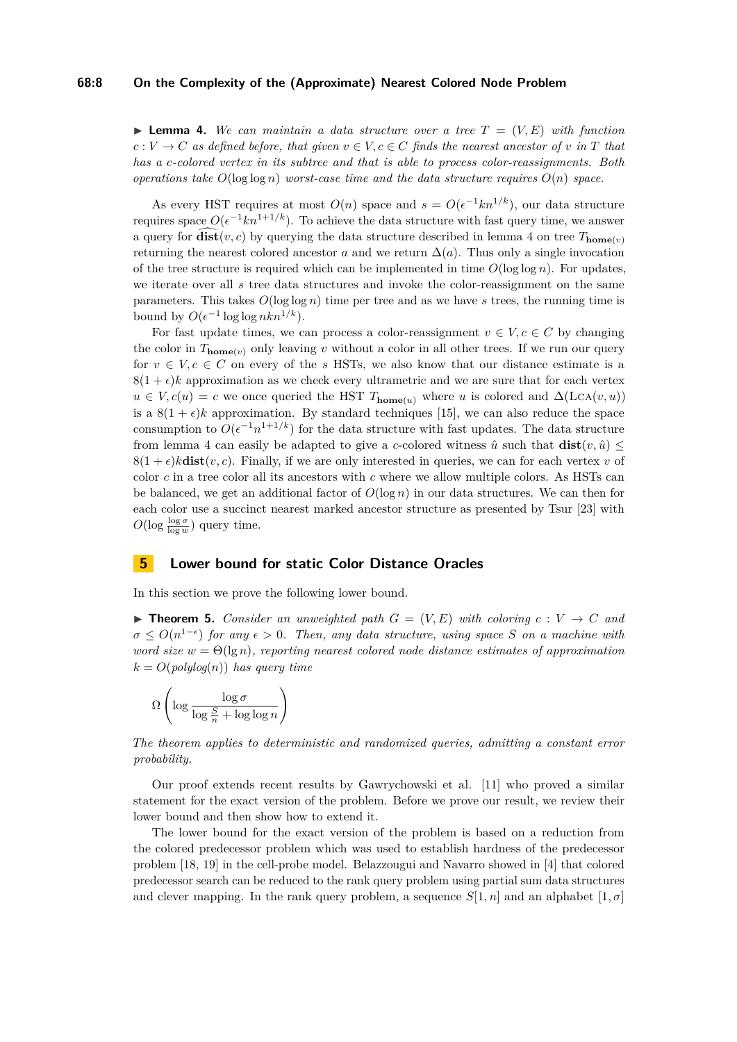▶ **Lemma 4.** *We can maintain a data structure over a tree $T = (V, E)$ with function $c : V \to C$ as defined before, that given $v \in V, c \in C$ finds the nearest ancestor of $v$ in $T$ that has a $c$-colored vertex in its subtree and that is able to process color-reassignments. Both operations take $O(\log\log n)$ worst-case time and the data structure requires $O(n)$ space.*

As every HST requires at most $O(n)$ space and $s = O(\epsilon^{-1}kn^{1/k})$, our data structure requires space $O(\epsilon^{-1}kn^{1+1/k})$. To achieve the data structure with fast query time, we answer a query for $\widehat{\mathbf{dist}}(v, c)$ by querying the data structure described in lemma 4 on tree $T_{\mathbf{home}(v)}$ returning the nearest colored ancestor $a$ and we return $\Delta(a)$. Thus only a single invocation of the tree structure is required which can be implemented in time $O(\log\log n)$. For updates, we iterate over all $s$ tree data structures and invoke the color-reassignment on the same parameters. This takes $O(\log\log n)$ time per tree and as we have $s$ trees, the running time is bound by $O(\epsilon^{-1}\log\log nkn^{1/k})$.

For fast update times, we can process a color-reassignment $v \in V, c \in C$ by changing the color in $T_{\mathbf{home}(v)}$ only leaving $v$ without a color in all other trees. If we run our query for $v \in V, c \in C$ on every of the $s$ HSTs, we also know that our distance estimate is a $8(1+\epsilon)k$ approximation as we check every ultrametric and we are sure that for each vertex $u \in V, c(u) = c$ we once queried the HST $T_{\mathbf{home}(u)}$ where $u$ is colored and $\Delta(\text{LCA}(v, u))$ is a $8(1+\epsilon)k$ approximation. By standard techniques [15], we can also reduce the space consumption to $O(\epsilon^{-1}n^{1+1/k})$ for the data structure with fast updates. The data structure from lemma 4 can easily be adapted to give a $c$-colored witness $\hat{u}$ such that $\mathbf{dist}(v, \hat{u}) \leq 8(1+\epsilon)k\mathbf{dist}(v, c)$. Finally, if we are only interested in queries, we can for each vertex $v$ of color $c$ in a tree color all its ancestors with $c$ where we allow multiple colors. As HSTs can be balanced, we get an additional factor of $O(\log n)$ in our data structures. We can then for each color use a succinct nearest marked ancestor structure as presented by Tsur [23] with $O(\log \frac{\log \sigma}{\log w})$ query time.

## 5 Lower bound for static Color Distance Oracles

In this section we prove the following lower bound.

▶ **Theorem 5.** *Consider an unweighted path $G = (V, E)$ with coloring $c : V \to C$ and $\sigma \leq O(n^{1-\epsilon})$ for any $\epsilon > 0$. Then, any data structure, using space $S$ on a machine with word size $w = \Theta(\lg n)$, reporting nearest colored node distance estimates of approximation $k = O(polylog(n))$ has query time*

$$\Omega\left(\log \frac{\log \sigma}{\log \frac{S}{n} + \log\log n}\right)$$

*The theorem applies to deterministic and randomized queries, admitting a constant error probability.*

Our proof extends recent results by Gawrychowski et al. [11] who proved a similar statement for the exact version of the problem. Before we prove our result, we review their lower bound and then show how to extend it.

The lower bound for the exact version of the problem is based on a reduction from the colored predecessor problem which was used to establish hardness of the predecessor problem [18, 19] in the cell-probe model. Belazzougui and Navarro showed in [4] that colored predecessor search can be reduced to the rank query problem using partial sum data structures and clever mapping. In the rank query problem, a sequence $S[1, n]$ and an alphabet $[1, \sigma]$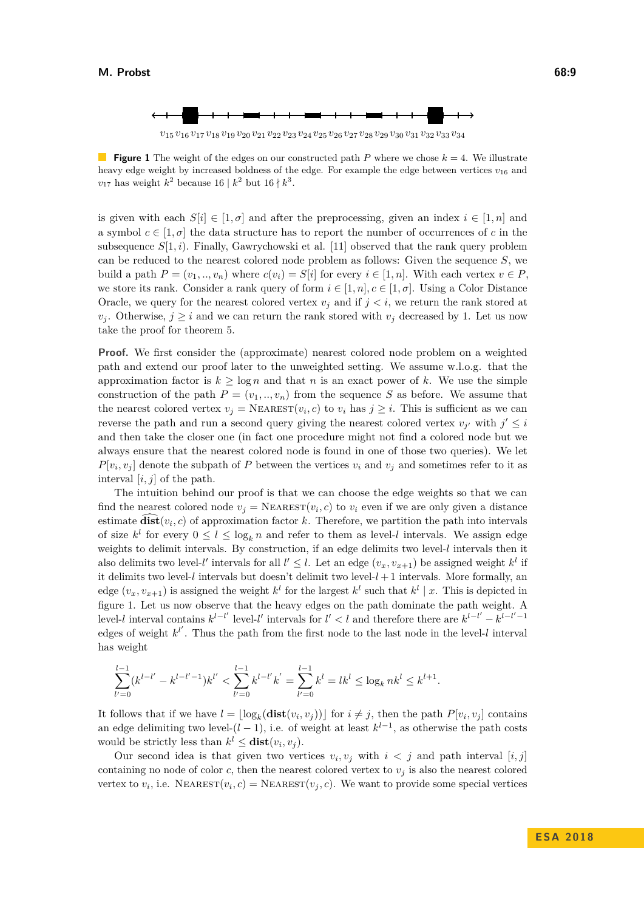$v_{15}\,v_{16}\,v_{17}\,v_{18}\,v_{19}\,v_{20}\,v_{21}\,v_{22}\,v_{23}\,v_{24}\,v_{25}\,v_{26}\,v_{27}\,v_{28}\,v_{29}\,v_{30}\,v_{31}\,v_{32}\,v_{33}\,v_{34}$

**Figure 1** The weight of the edges on our constructed path $P$ where we chose $k = 4$. We illustrate heavy edge weight by increased boldness of the edge. For example the edge between vertices $v_{16}$ and $v_{17}$ has weight $k^2$ because $16 \mid k^2$ but $16 \nmid k^3$.

is given with each $S[i] \in [1, \sigma]$ and after the preprocessing, given an index $i \in [1, n]$ and a symbol $c \in [1, \sigma]$ the data structure has to report the number of occurrences of $c$ in the subsequence $S[1, i)$. Finally, Gawrychowski et al. [11] observed that the rank query problem can be reduced to the nearest colored node problem as follows: Given the sequence $S$, we build a path $P = (v_1, .., v_n)$ where $c(v_i) = S[i]$ for every $i \in [1, n]$. With each vertex $v \in P$, we store its rank. Consider a rank query of form $i \in [1, n], c \in [1, \sigma]$. Using a Color Distance Oracle, we query for the nearest colored vertex $v_j$ and if $j < i$, we return the rank stored at $v_j$. Otherwise, $j \geq i$ and we can return the rank stored with $v_j$ decreased by 1. Let us now take the proof for theorem 5.

**Proof.** We first consider the (approximate) nearest colored node problem on a weighted path and extend our proof later to the unweighted setting. We assume w.l.o.g. that the approximation factor is $k \geq \log n$ and that $n$ is an exact power of $k$. We use the simple construction of the path $P = (v_1, .., v_n)$ from the sequence $S$ as before. We assume that the nearest colored vertex $v_j = \textsc{Nearest}(v_i, c)$ to $v_i$ has $j \geq i$. This is sufficient as we can reverse the path and run a second query giving the nearest colored vertex $v_{j'}$ with $j' \leq i$ and then take the closer one (in fact one procedure might not find a colored node but we always ensure that the nearest colored node is found in one of those two queries). We let $P[v_i, v_j]$ denote the subpath of $P$ between the vertices $v_i$ and $v_j$ and sometimes refer to it as interval $[i, j]$ of the path.

The intuition behind our proof is that we can choose the edge weights so that we can find the nearest colored node $v_j = \textsc{Nearest}(v_i, c)$ to $v_i$ even if we are only given a distance estimate $\widehat{\textbf{dist}}(v_i, c)$ of approximation factor $k$. Therefore, we partition the path into intervals of size $k^l$ for every $0 \leq l \leq \log_k n$ and refer to them as level-$l$ intervals. We assign edge weights to delimit intervals. By construction, if an edge delimits two level-$l$ intervals then it also delimits two level-$l'$ intervals for all $l' \leq l$. Let an edge $(v_x, v_{x+1})$ be assigned weight $k^l$ if it delimits two level-$l$ intervals but doesn't delimit two level-$l+1$ intervals. More formally, an edge $(v_x, v_{x+1})$ is assigned the weight $k^l$ for the largest $k^l$ such that $k^l \mid x$. This is depicted in figure 1. Let us now observe that the heavy edges on the path dominate the path weight. A level-$l$ interval contains $k^{l-l'}$ level-$l'$ intervals for $l' < l$ and therefore there are $k^{l-l'} - k^{l-l'-1}$ edges of weight $k^{l'}$. Thus the path from the first node to the last node in the level-$l$ interval has weight

$$\sum_{l'=0}^{l-1} (k^{l-l'} - k^{l-l'-1})k^{l'} < \sum_{l'=0}^{l-1} k^{l-l'}k^{'} = \sum_{l'=0}^{l-1} k^l = lk^l \leq \log_k nk^l \leq k^{l+1}.$$

It follows that if we have $l = \lfloor \log_k(\textbf{dist}(v_i, v_j)) \rfloor$ for $i \neq j$, then the path $P[v_i, v_j]$ contains an edge delimiting two level-$(l-1)$, i.e. of weight at least $k^{l-1}$, as otherwise the path costs would be strictly less than $k^l \leq \textbf{dist}(v_i, v_j)$.

Our second idea is that given two vertices $v_i, v_j$ with $i < j$ and path interval $[i, j]$ containing no node of color $c$, then the nearest colored vertex to $v_j$ is also the nearest colored vertex to $v_i$, i.e. $\textsc{Nearest}(v_i, c) = \textsc{Nearest}(v_j, c)$. We want to provide some special vertices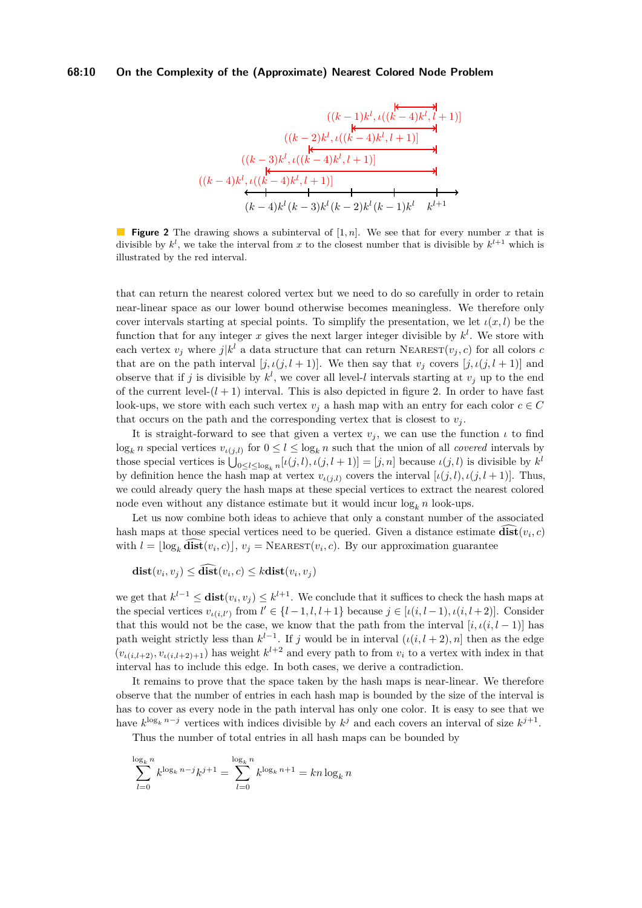**Figure 2** The drawing shows a subinterval of $[1, n]$. We see that for every number $x$ that is divisible by $k^l$, we take the interval from $x$ to the closest number that is divisible by $k^{l+1}$ which is illustrated by the red interval.

that can return the nearest colored vertex but we need to do so carefully in order to retain near-linear space as our lower bound otherwise becomes meaningless. We therefore only cover intervals starting at special points. To simplify the presentation, we let $\iota(x, l)$ be the function that for any integer $x$ gives the next larger integer divisible by $k^l$. We store with each vertex $v_j$ where $j|k^l$ a data structure that can return $\text{Nearest}(v_j, c)$ for all colors $c$ that are on the path interval $[j, \iota(j, l+1)]$. We then say that $v_j$ covers $[j, \iota(j, l+1)]$ and observe that if $j$ is divisible by $k^l$, we cover all level-$l$ intervals starting at $v_j$ up to the end of the current level-$(l+1)$ interval. This is also depicted in figure 2. In order to have fast look-ups, we store with each such vertex $v_j$ a hash map with an entry for each color $c \in C$ that occurs on the path and the corresponding vertex that is closest to $v_j$.

It is straight-forward to see that given a vertex $v_j$, we can use the function $\iota$ to find $\log_k n$ special vertices $v_{\iota(j,l)}$ for $0 \leq l \leq \log_k n$ such that the union of all *covered* intervals by those special vertices is $\bigcup_{0 \leq l \leq \log_k n} [\iota(j, l), \iota(j, l+1)] = [j, n]$ because $\iota(j, l)$ is divisible by $k^l$ by definition hence the hash map at vertex $v_{\iota(j,l)}$ covers the interval $[\iota(j, l), \iota(j, l+1)]$. Thus, we could already query the hash maps at these special vertices to extract the nearest colored node even without any distance estimate but it would incur $\log_k n$ look-ups.

Let us now combine both ideas to achieve that only a constant number of the associated hash maps at those special vertices need to be queried. Given a distance estimate $\widehat{\mathbf{dist}}(v_i, c)$ with $l = \lfloor \log_k \widehat{\mathbf{dist}}(v_i, c) \rfloor$, $v_j = \text{Nearest}(v_i, c)$. By our approximation guarantee

$$\mathbf{dist}(v_i, v_j) \leq \widehat{\mathbf{dist}}(v_i, c) \leq k\mathbf{dist}(v_i, v_j)$$

we get that $k^{l-1} \leq \mathbf{dist}(v_i, v_j) \leq k^{l+1}$. We conclude that it suffices to check the hash maps at the special vertices $v_{\iota(i,l')}$ from $l' \in \{l-1, l, l+1\}$ because $j \in [\iota(i, l-1), \iota(i, l+2)]$. Consider that this would not be the case, we know that the path from the interval $[i, \iota(i, l-1)]$ has path weight strictly less than $k^{l-1}$. If $j$ would be in interval $(\iota(i, l+2), n]$ then as the edge $(v_{\iota(i,l+2)}, v_{\iota(i,l+2)+1})$ has weight $k^{l+2}$ and every path to from $v_i$ to a vertex with index in that interval has to include this edge. In both cases, we derive a contradiction.

It remains to prove that the space taken by the hash maps is near-linear. We therefore observe that the number of entries in each hash map is bounded by the size of the interval is has to cover as every node in the path interval has only one color. It is easy to see that we have $k^{\log_k n - j}$ vertices with indices divisible by $k^j$ and each covers an interval of size $k^{j+1}$.

Thus the number of total entries in all hash maps can be bounded by

$$\sum_{l=0}^{\log_k n} k^{\log_k n - j} k^{j+1} = \sum_{l=0}^{\log_k n} k^{\log_k n + 1} = kn \log_k n$$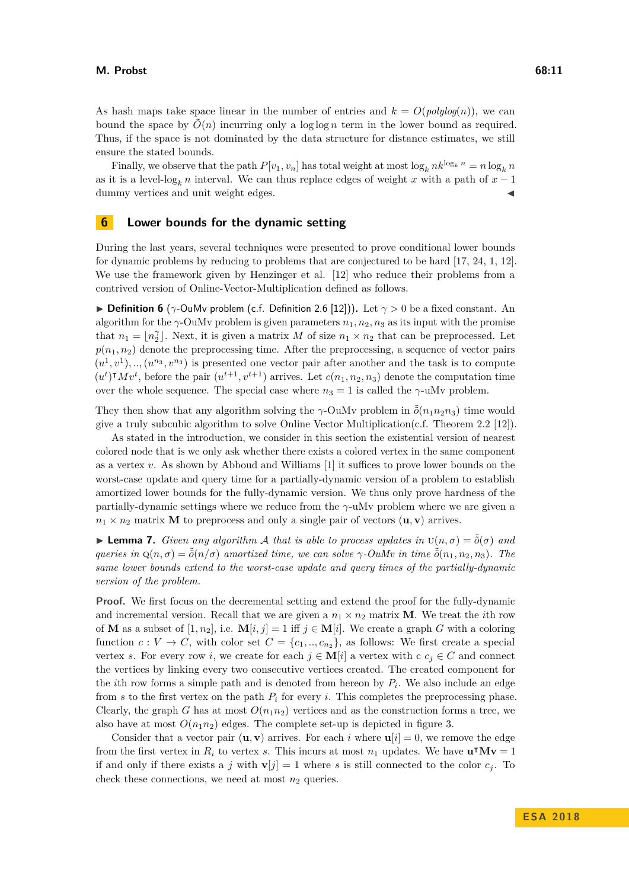As hash maps take space linear in the number of entries and $k = O(polylog(n))$, we can bound the space by $\tilde{O}(n)$ incurring only a $\log\log n$ term in the lower bound as required. Thus, if the space is not dominated by the data structure for distance estimates, we still ensure the stated bounds.

Finally, we observe that the path $P[v_1, v_n]$ has total weight at most $\log_k n k^{\log_k n} = n \log_k n$ as it is a level-$\log_k n$ interval. We can thus replace edges of weight $x$ with a path of $x - 1$ dummy vertices and unit weight edges. ◀

## 6 Lower bounds for the dynamic setting

During the last years, several techniques were presented to prove conditional lower bounds for dynamic problems by reducing to problems that are conjectured to be hard [17, 24, 1, 12]. We use the framework given by Henzinger et al. [12] who reduce their problems from a contrived version of Online-Vector-Multiplication defined as follows.

▶ **Definition 6** ($\gamma$-OuMv problem (c.f. Definition 2.6 [12])). Let $\gamma > 0$ be a fixed constant. An algorithm for the $\gamma$-OuMv problem is given parameters $n_1, n_2, n_3$ as its input with the promise that $n_1 = \lfloor n_2^{\gamma} \rfloor$. Next, it is given a matrix $M$ of size $n_1 \times n_2$ that can be preprocessed. Let $p(n_1, n_2)$ denote the preprocessing time. After the preprocessing, a sequence of vector pairs $(u^1, v^1), .., (u^{n_3}, v^{n_3})$ is presented one vector pair after another and the task is to compute $(u^t)^{\intercal} M v^t$, before the pair $(u^{t+1}, v^{t+1})$ arrives. Let $c(n_1, n_2, n_3)$ denote the computation time over the whole sequence. The special case where $n_3 = 1$ is called the $\gamma$-uMv problem.

They then show that any algorithm solving the $\gamma$-OuMv problem in $\tilde{\tilde{o}}(n_1 n_2 n_3)$ time would give a truly subcubic algorithm to solve Online Vector Multiplication(c.f. Theorem 2.2 [12]).

As stated in the introduction, we consider in this section the existential version of nearest colored node that is we only ask whether there exists a colored vertex in the same component as a vertex $v$. As shown by Abboud and Williams [1] it suffices to prove lower bounds on the worst-case update and query time for a partially-dynamic version of a problem to establish amortized lower bounds for the fully-dynamic version. We thus only prove hardness of the partially-dynamic settings where we reduce from the $\gamma$-uMv problem where we are given a $n_1 \times n_2$ matrix $\mathbf{M}$ to preprocess and only a single pair of vectors $(\mathbf{u}, \mathbf{v})$ arrives.

▶ **Lemma 7.** *Given any algorithm $\mathcal{A}$ that is able to process updates in $\mathrm{U}(n, \sigma) = \tilde{\tilde{o}}(\sigma)$ and queries in $\mathrm{Q}(n, \sigma) = \tilde{\tilde{o}}(n/\sigma)$ amortized time, we can solve $\gamma$-OuMv in time $\tilde{\tilde{o}}(n_1, n_2, n_3)$. The same lower bounds extend to the worst-case update and query times of the partially-dynamic version of the problem.*

**Proof.** We first focus on the decremental setting and extend the proof for the fully-dynamic and incremental version. Recall that we are given a $n_1 \times n_2$ matrix $\mathbf{M}$. We treat the $i$th row of $\mathbf{M}$ as a subset of $[1, n_2]$, i.e. $\mathbf{M}[i, j] = 1$ iff $j \in \mathbf{M}[i]$. We create a graph $G$ with a coloring function $c : V \to C$, with color set $C = \{c_1, .., c_{n_2}\}$, as follows: We first create a special vertex $s$. For every row $i$, we create for each $j \in \mathbf{M}[i]$ a vertex with c $c_j \in C$ and connect the vertices by linking every two consecutive vertices created. The created component for the $i$th row forms a simple path and is denoted from hereon by $P_i$. We also include an edge from $s$ to the first vertex on the path $P_i$ for every $i$. This completes the preprocessing phase. Clearly, the graph $G$ has at most $O(n_1 n_2)$ vertices and as the construction forms a tree, we also have at most $O(n_1 n_2)$ edges. The complete set-up is depicted in figure 3.

Consider that a vector pair $(\mathbf{u}, \mathbf{v})$ arrives. For each $i$ where $\mathbf{u}[i] = 0$, we remove the edge from the first vertex in $R_i$ to vertex $s$. This incurs at most $n_1$ updates. We have $\mathbf{u}^{\intercal}\mathbf{M}\mathbf{v} = 1$ if and only if there exists a $j$ with $\mathbf{v}[j] = 1$ where $s$ is still connected to the color $c_j$. To check these connections, we need at most $n_2$ queries.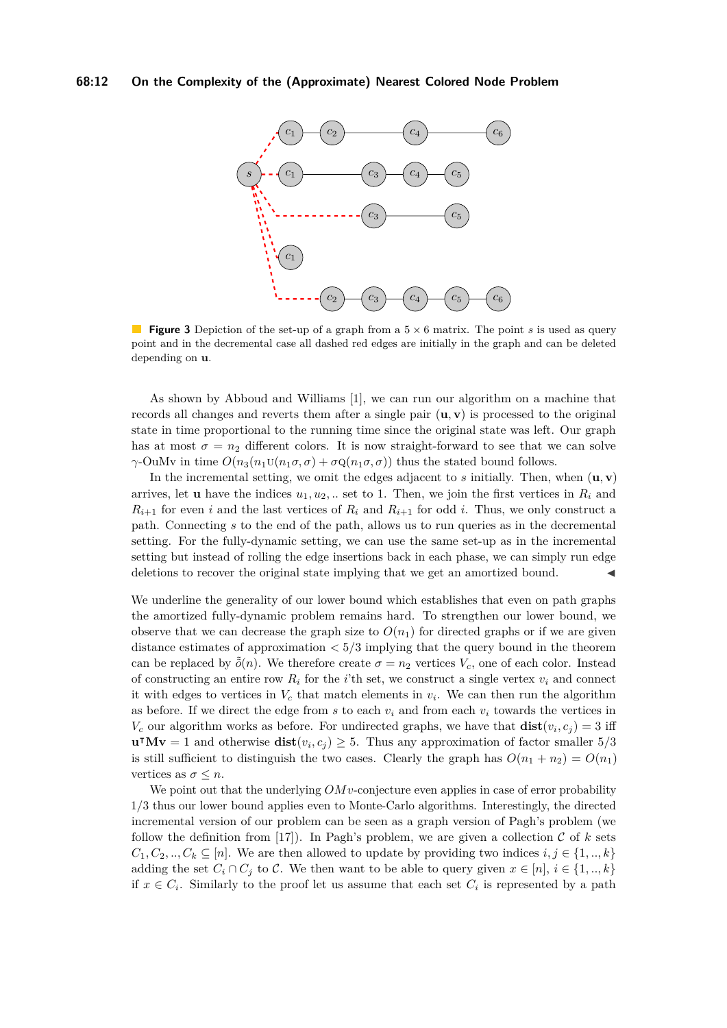**Figure 3** Depiction of the set-up of a graph from a $5 \times 6$ matrix. The point $s$ is used as query point and in the decremental case all dashed red edges are initially in the graph and can be deleted depending on $\mathbf{u}$.

As shown by Abboud and Williams [1], we can run our algorithm on a machine that records all changes and reverts them after a single pair $(\mathbf{u}, \mathbf{v})$ is processed to the original state in time proportional to the running time since the original state was left. Our graph has at most $\sigma = n_2$ different colors. It is now straight-forward to see that we can solve $\gamma$-OuMv in time $O(n_3(n_1 \mathrm{U}(n_1\sigma, \sigma) + \sigma \mathrm{Q}(n_1\sigma, \sigma))$ thus the stated bound follows.

In the incremental setting, we omit the edges adjacent to $s$ initially. Then, when $(\mathbf{u}, \mathbf{v})$ arrives, let $\mathbf{u}$ have the indices $u_1, u_2, ..$ set to 1. Then, we join the first vertices in $R_i$ and $R_{i+1}$ for even $i$ and the last vertices of $R_i$ and $R_{i+1}$ for odd $i$. Thus, we only construct a path. Connecting $s$ to the end of the path, allows us to run queries as in the decremental setting. For the fully-dynamic setting, we can use the same set-up as in the incremental setting but instead of rolling the edge insertions back in each phase, we can simply run edge deletions to recover the original state implying that we get an amortized bound. ◀

We underline the generality of our lower bound which establishes that even on path graphs the amortized fully-dynamic problem remains hard. To strengthen our lower bound, we observe that we can decrease the graph size to $O(n_1)$ for directed graphs or if we are given distance estimates of approximation $< 5/3$ implying that the query bound in the theorem can be replaced by $\tilde{\delta}(n)$. We therefore create $\sigma = n_2$ vertices $V_c$, one of each color. Instead of constructing an entire row $R_i$ for the $i$'th set, we construct a single vertex $v_i$ and connect it with edges to vertices in $V_c$ that match elements in $v_i$. We can then run the algorithm as before. If we direct the edge from $s$ to each $v_i$ and from each $v_i$ towards the vertices in $V_c$ our algorithm works as before. For undirected graphs, we have that $\mathbf{dist}(v_i, c_j) = 3$ iff $\mathbf{u}^\intercal \mathbf{M} \mathbf{v} = 1$ and otherwise $\mathbf{dist}(v_i, c_j) \geq 5$. Thus any approximation of factor smaller $5/3$ is still sufficient to distinguish the two cases. Clearly the graph has $O(n_1 + n_2) = O(n_1)$ vertices as $\sigma \leq n$.

We point out that the underlying $OMv$-conjecture even applies in case of error probability $1/3$ thus our lower bound applies even to Monte-Carlo algorithms. Interestingly, the directed incremental version of our problem can be seen as a graph version of Pagh's problem (we follow the definition from [17]). In Pagh's problem, we are given a collection $\mathcal{C}$ of $k$ sets $C_1, C_2, .., C_k \subseteq [n]$. We are then allowed to update by providing two indices $i, j \in \{1, .., k\}$ adding the set $C_i \cap C_j$ to $\mathcal{C}$. We then want to be able to query given $x \in [n]$, $i \in \{1, .., k\}$ if $x \in C_i$. Similarly to the proof let us assume that each set $C_i$ is represented by a path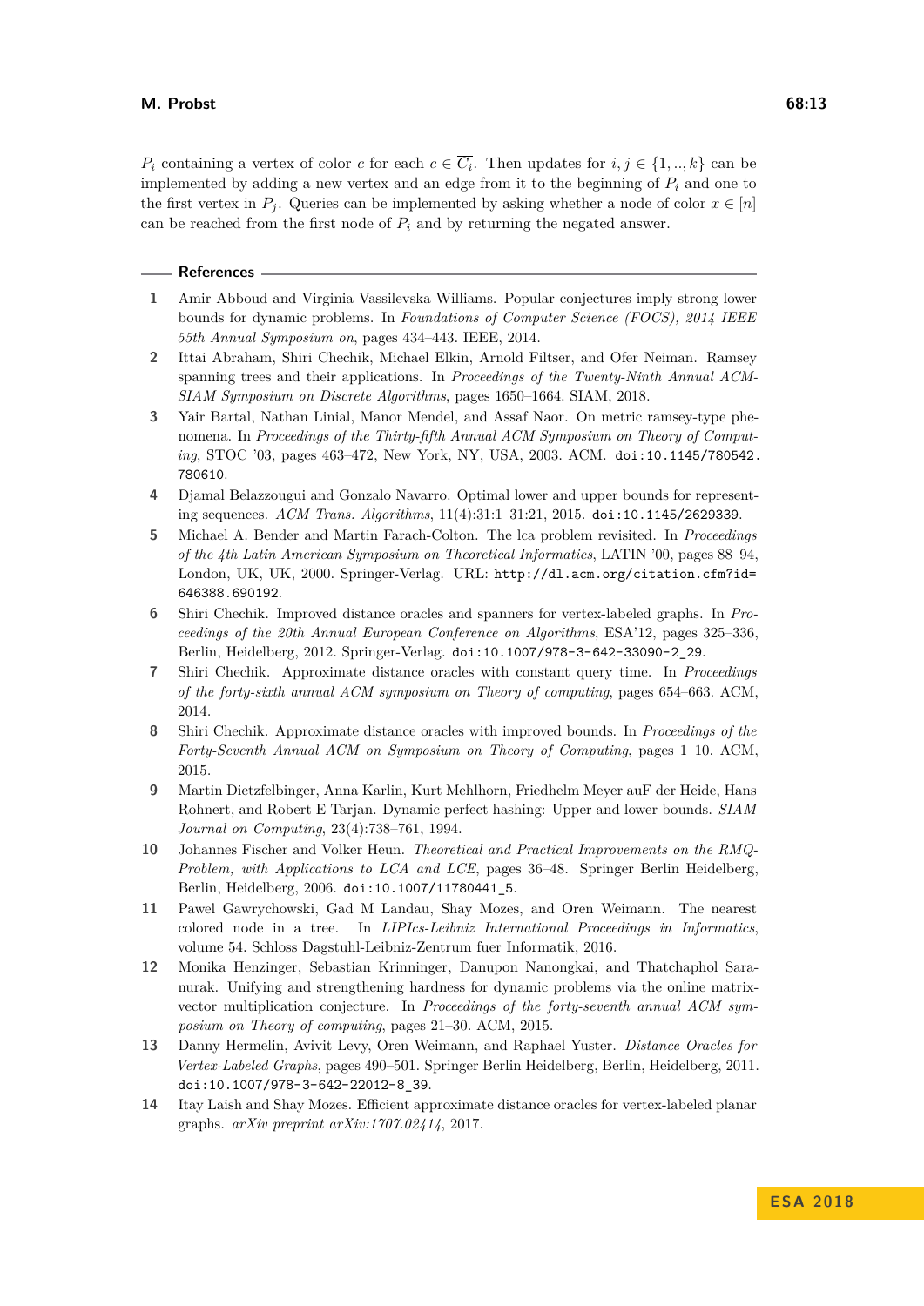$P_i$ containing a vertex of color $c$ for each $c \in \overline{C_i}$. Then updates for $i, j \in \{1, .., k\}$ can be implemented by adding a new vertex and an edge from it to the beginning of $P_i$ and one to the first vertex in $P_j$. Queries can be implemented by asking whether a node of color $x \in [n]$ can be reached from the first node of $P_i$ and by returning the negated answer.

## References

1. Amir Abboud and Virginia Vassilevska Williams. Popular conjectures imply strong lower bounds for dynamic problems. In *Foundations of Computer Science (FOCS), 2014 IEEE 55th Annual Symposium on*, pages 434–443. IEEE, 2014.
2. Ittai Abraham, Shiri Chechik, Michael Elkin, Arnold Filtser, and Ofer Neiman. Ramsey spanning trees and their applications. In *Proceedings of the Twenty-Ninth Annual ACM-SIAM Symposium on Discrete Algorithms*, pages 1650–1664. SIAM, 2018.
3. Yair Bartal, Nathan Linial, Manor Mendel, and Assaf Naor. On metric ramsey-type phenomena. In *Proceedings of the Thirty-fifth Annual ACM Symposium on Theory of Computing*, STOC '03, pages 463–472, New York, NY, USA, 2003. ACM. doi:10.1145/780542.780610.
4. Djamal Belazzougui and Gonzalo Navarro. Optimal lower and upper bounds for representing sequences. *ACM Trans. Algorithms*, 11(4):31:1–31:21, 2015. doi:10.1145/2629339.
5. Michael A. Bender and Martin Farach-Colton. The lca problem revisited. In *Proceedings of the 4th Latin American Symposium on Theoretical Informatics*, LATIN '00, pages 88–94, London, UK, UK, 2000. Springer-Verlag. URL: http://dl.acm.org/citation.cfm?id=646388.690192.
6. Shiri Chechik. Improved distance oracles and spanners for vertex-labeled graphs. In *Proceedings of the 20th Annual European Conference on Algorithms*, ESA'12, pages 325–336, Berlin, Heidelberg, 2012. Springer-Verlag. doi:10.1007/978-3-642-33090-2_29.
7. Shiri Chechik. Approximate distance oracles with constant query time. In *Proceedings of the forty-sixth annual ACM symposium on Theory of computing*, pages 654–663. ACM, 2014.
8. Shiri Chechik. Approximate distance oracles with improved bounds. In *Proceedings of the Forty-Seventh Annual ACM on Symposium on Theory of Computing*, pages 1–10. ACM, 2015.
9. Martin Dietzfelbinger, Anna Karlin, Kurt Mehlhorn, Friedhelm Meyer auF der Heide, Hans Rohnert, and Robert E Tarjan. Dynamic perfect hashing: Upper and lower bounds. *SIAM Journal on Computing*, 23(4):738–761, 1994.
10. Johannes Fischer and Volker Heun. *Theoretical and Practical Improvements on the RMQ-Problem, with Applications to LCA and LCE*, pages 36–48. Springer Berlin Heidelberg, Berlin, Heidelberg, 2006. doi:10.1007/11780441_5.
11. Pawel Gawrychowski, Gad M Landau, Shay Mozes, and Oren Weimann. The nearest colored node in a tree. In *LIPIcs-Leibniz International Proceedings in Informatics*, volume 54. Schloss Dagstuhl-Leibniz-Zentrum fuer Informatik, 2016.
12. Monika Henzinger, Sebastian Krinninger, Danupon Nanongkai, and Thatchaphol Saranurak. Unifying and strengthening hardness for dynamic problems via the online matrix-vector multiplication conjecture. In *Proceedings of the forty-seventh annual ACM symposium on Theory of computing*, pages 21–30. ACM, 2015.
13. Danny Hermelin, Avivit Levy, Oren Weimann, and Raphael Yuster. *Distance Oracles for Vertex-Labeled Graphs*, pages 490–501. Springer Berlin Heidelberg, Berlin, Heidelberg, 2011. doi:10.1007/978-3-642-22012-8_39.
14. Itay Laish and Shay Mozes. Efficient approximate distance oracles for vertex-labeled planar graphs. *arXiv preprint arXiv:1707.02414*, 2017.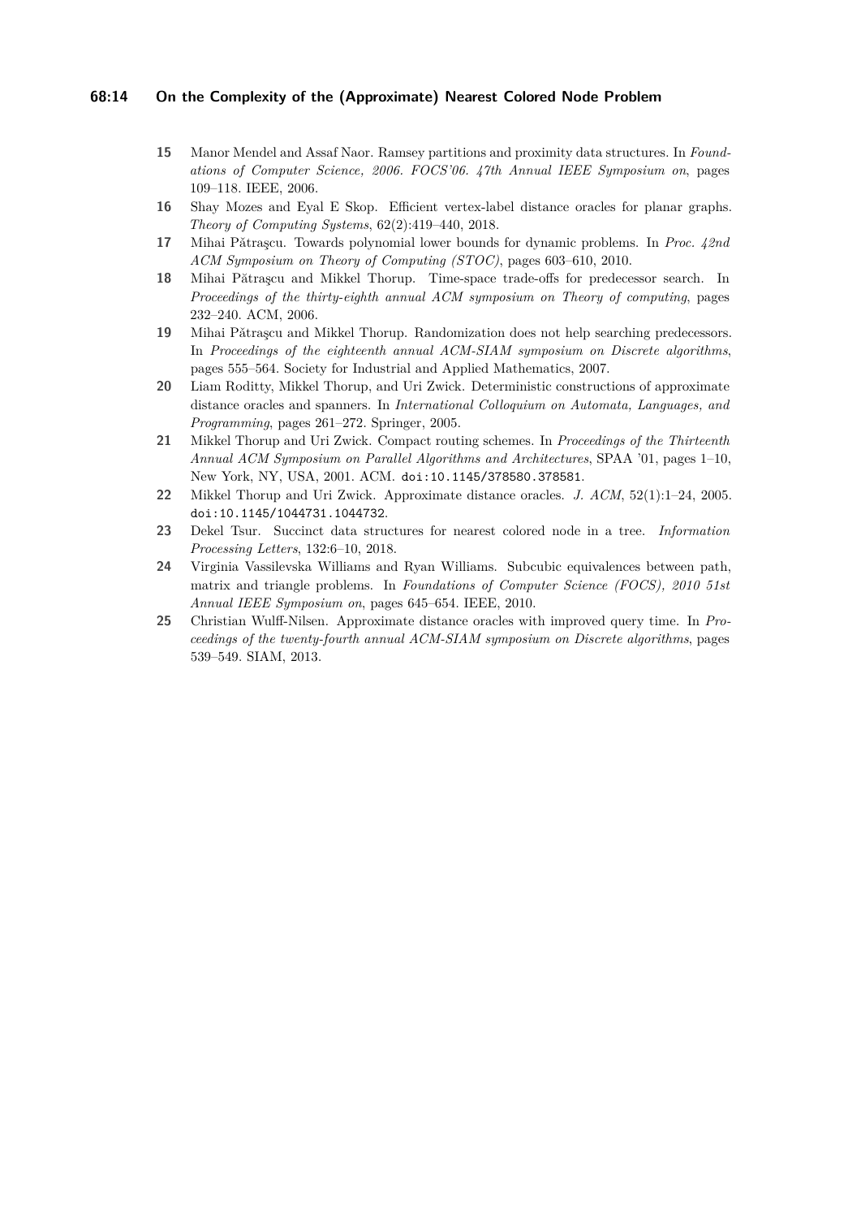15 Manor Mendel and Assaf Naor. Ramsey partitions and proximity data structures. In *Foundations of Computer Science, 2006. FOCS'06. 47th Annual IEEE Symposium on*, pages 109–118. IEEE, 2006.

16 Shay Mozes and Eyal E Skop. Efficient vertex-label distance oracles for planar graphs. *Theory of Computing Systems*, 62(2):419–440, 2018.

17 Mihai Pătraşcu. Towards polynomial lower bounds for dynamic problems. In *Proc. 42nd ACM Symposium on Theory of Computing (STOC)*, pages 603–610, 2010.

18 Mihai Pătraşcu and Mikkel Thorup. Time-space trade-offs for predecessor search. In *Proceedings of the thirty-eighth annual ACM symposium on Theory of computing*, pages 232–240. ACM, 2006.

19 Mihai Pătraşcu and Mikkel Thorup. Randomization does not help searching predecessors. In *Proceedings of the eighteenth annual ACM-SIAM symposium on Discrete algorithms*, pages 555–564. Society for Industrial and Applied Mathematics, 2007.

20 Liam Roditty, Mikkel Thorup, and Uri Zwick. Deterministic constructions of approximate distance oracles and spanners. In *International Colloquium on Automata, Languages, and Programming*, pages 261–272. Springer, 2005.

21 Mikkel Thorup and Uri Zwick. Compact routing schemes. In *Proceedings of the Thirteenth Annual ACM Symposium on Parallel Algorithms and Architectures*, SPAA '01, pages 1–10, New York, NY, USA, 2001. ACM. doi:10.1145/378580.378581.

22 Mikkel Thorup and Uri Zwick. Approximate distance oracles. *J. ACM*, 52(1):1–24, 2005. doi:10.1145/1044731.1044732.

23 Dekel Tsur. Succinct data structures for nearest colored node in a tree. *Information Processing Letters*, 132:6–10, 2018.

24 Virginia Vassilevska Williams and Ryan Williams. Subcubic equivalences between path, matrix and triangle problems. In *Foundations of Computer Science (FOCS), 2010 51st Annual IEEE Symposium on*, pages 645–654. IEEE, 2010.

25 Christian Wulff-Nilsen. Approximate distance oracles with improved query time. In *Proceedings of the twenty-fourth annual ACM-SIAM symposium on Discrete algorithms*, pages 539–549. SIAM, 2013.